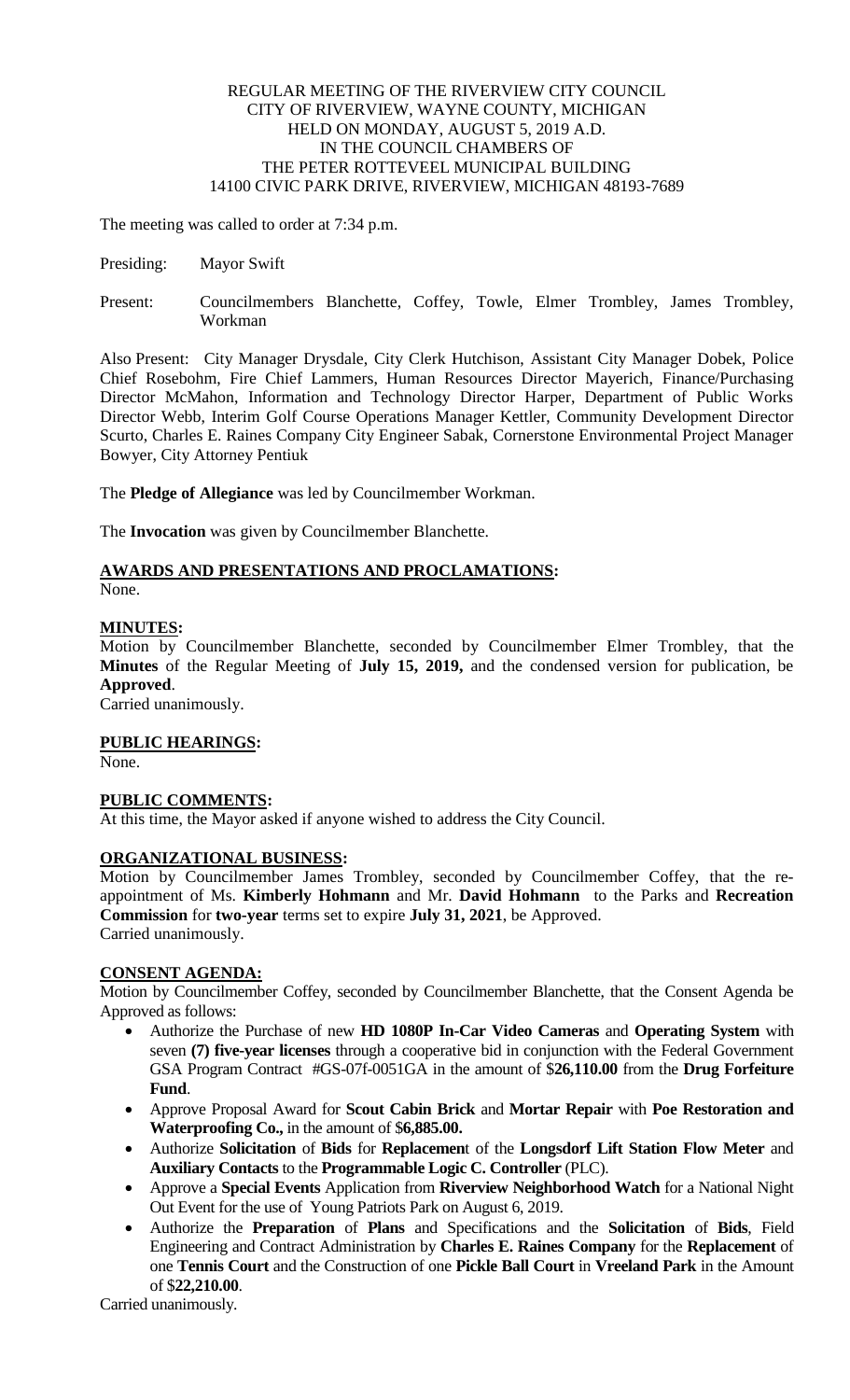REGULAR MEETING OF THE RIVERVIEW CITY COUNCIL
CITY OF RIVERVIEW, WAYNE COUNTY, MICHIGAN
HELD ON MONDAY, AUGUST 5, 2019 A.D.
IN THE COUNCIL CHAMBERS OF
THE PETER ROTTEVEEL MUNICIPAL BUILDING
14100 CIVIC PARK DRIVE, RIVERVIEW, MICHIGAN 48193-7689

The meeting was called to order at 7:34 p.m.

Presiding: Mayor Swift

Present: Councilmembers Blanchette, Coffey, Towle, Elmer Trombley, James Trombley, Workman

Also Present: City Manager Drysdale, City Clerk Hutchison, Assistant City Manager Dobek, Police Chief Rosebohm, Fire Chief Lammers, Human Resources Director Mayerich, Finance/Purchasing Director McMahon, Information and Technology Director Harper, Department of Public Works Director Webb, Interim Golf Course Operations Manager Kettler, Community Development Director Scurto, Charles E. Raines Company City Engineer Sabak, Cornerstone Environmental Project Manager Bowyer, City Attorney Pentiuk

The **Pledge of Allegiance** was led by Councilmember Workman.

The **Invocation** was given by Councilmember Blanchette.

## AWARDS AND PRESENTATIONS AND PROCLAMATIONS:

None.

## MINUTES:

Motion by Councilmember Blanchette, seconded by Councilmember Elmer Trombley, that the **Minutes** of the Regular Meeting of **July 15, 2019,** and the condensed version for publication, be **Approved**.
Carried unanimously.

## PUBLIC HEARINGS:

None.

## PUBLIC COMMENTS:

At this time, the Mayor asked if anyone wished to address the City Council.

## ORGANIZATIONAL BUSINESS:

Motion by Councilmember James Trombley, seconded by Councilmember Coffey, that the re-appointment of Ms. **Kimberly Hohmann** and Mr. **David Hohmann** to the Parks and **Recreation Commission** for **two-year** terms set to expire **July 31, 2021**, be Approved.
Carried unanimously.

## CONSENT AGENDA:

Motion by Councilmember Coffey, seconded by Councilmember Blanchette, that the Consent Agenda be Approved as follows:

- Authorize the Purchase of new **HD 1080P In-Car Video Cameras** and **Operating System** with seven **(7) five-year licenses** through a cooperative bid in conjunction with the Federal Government GSA Program Contract #GS-07f-0051GA in the amount of $**26,110.00** from the **Drug Forfeiture Fund**.
- Approve Proposal Award for **Scout Cabin Brick** and **Mortar Repair** with **Poe Restoration and Waterproofing Co.,** in the amount of $**6,885.00.**
- Authorize **Solicitation** of **Bids** for **Replacemen**t of the **Longsdorf Lift Station Flow Meter** and **Auxiliary Contacts** to the **Programmable Logic C. Controller** (PLC).
- Approve a **Special Events** Application from **Riverview Neighborhood Watch** for a National Night Out Event for the use of Young Patriots Park on August 6, 2019.
- Authorize the **Preparation** of **Plans** and Specifications and the **Solicitation** of **Bids**, Field Engineering and Contract Administration by **Charles E. Raines Company** for the **Replacement** of one **Tennis Court** and the Construction of one **Pickle Ball Court** in **Vreeland Park** in the Amount of $**22,210.00**.

Carried unanimously.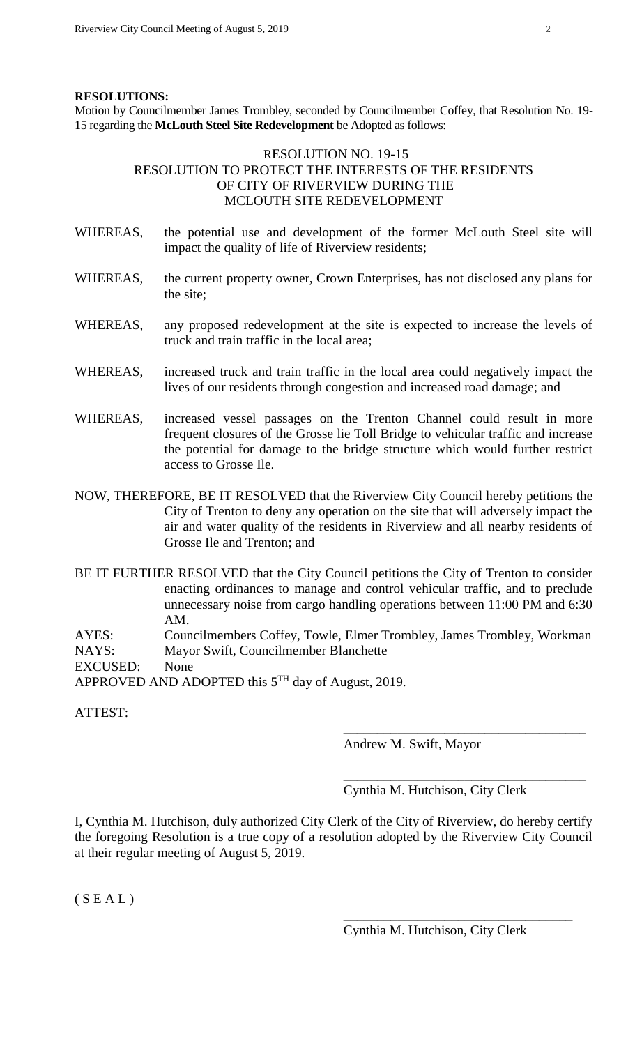**RESOLUTIONS:**

Motion by Councilmember James Trombley, seconded by Councilmember Coffey, that Resolution No. 19-15 regarding the **McLouth Steel Site Redevelopment** be Adopted as follows:

RESOLUTION NO. 19-15
RESOLUTION TO PROTECT THE INTERESTS OF THE RESIDENTS OF CITY OF RIVERVIEW DURING THE MCLOUTH SITE REDEVELOPMENT

WHEREAS, the potential use and development of the former McLouth Steel site will impact the quality of life of Riverview residents;

WHEREAS, the current property owner, Crown Enterprises, has not disclosed any plans for the site;

WHEREAS, any proposed redevelopment at the site is expected to increase the levels of truck and train traffic in the local area;

WHEREAS, increased truck and train traffic in the local area could negatively impact the lives of our residents through congestion and increased road damage; and

WHEREAS, increased vessel passages on the Trenton Channel could result in more frequent closures of the Grosse lie Toll Bridge to vehicular traffic and increase the potential for damage to the bridge structure which would further restrict access to Grosse Ile.

NOW, THEREFORE, BE IT RESOLVED that the Riverview City Council hereby petitions the City of Trenton to deny any operation on the site that will adversely impact the air and water quality of the residents in Riverview and all nearby residents of Grosse Ile and Trenton; and

BE IT FURTHER RESOLVED that the City Council petitions the City of Trenton to consider enacting ordinances to manage and control vehicular traffic, and to preclude unnecessary noise from cargo handling operations between 11:00 PM and 6:30 AM.

AYES: Councilmembers Coffey, Towle, Elmer Trombley, James Trombley, Workman
NAYS: Mayor Swift, Councilmember Blanchette
EXCUSED: None

APPROVED AND ADOPTED this 5TH day of August, 2019.

ATTEST:

\_\_\_\_\_\_\_\_\_\_\_\_\_\_\_\_\_\_\_\_\_\_\_\_\_\_\_\_\_\_\_\_\_\_\_
Andrew M. Swift, Mayor

\_\_\_\_\_\_\_\_\_\_\_\_\_\_\_\_\_\_\_\_\_\_\_\_\_\_\_\_\_\_\_\_\_\_\_
Cynthia M. Hutchison, City Clerk

I, Cynthia M. Hutchison, duly authorized City Clerk of the City of Riverview, do hereby certify the foregoing Resolution is a true copy of a resolution adopted by the Riverview City Council at their regular meeting of August 5, 2019.

( S E A L )

\_\_\_\_\_\_\_\_\_\_\_\_\_\_\_\_\_\_\_\_\_\_\_\_\_\_\_\_\_\_\_\_\_\_\_
Cynthia M. Hutchison, City Clerk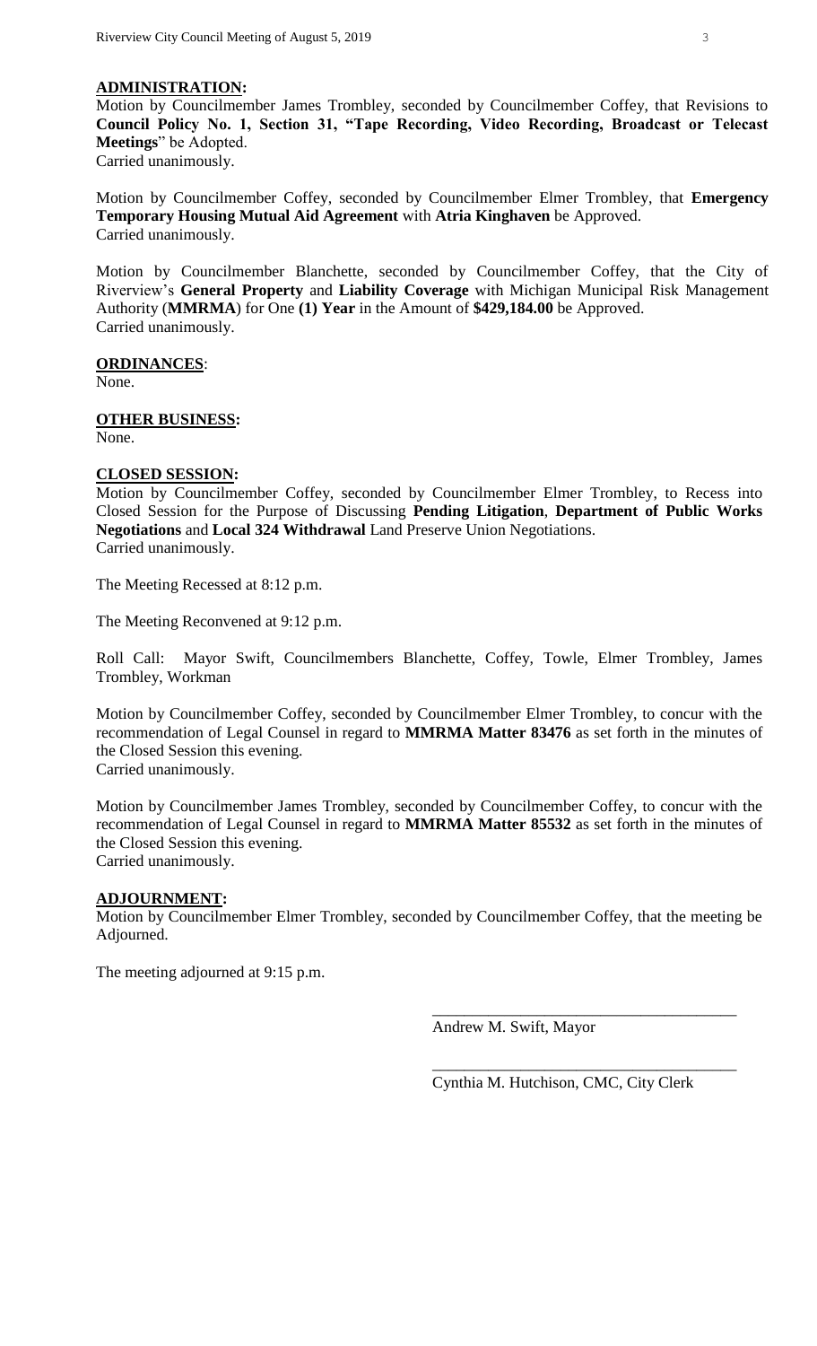**ADMINISTRATION:**

Motion by Councilmember James Trombley, seconded by Councilmember Coffey, that Revisions to **Council Policy No. 1, Section 31, "Tape Recording, Video Recording, Broadcast or Telecast Meetings**" be Adopted.
Carried unanimously.

Motion by Councilmember Coffey, seconded by Councilmember Elmer Trombley, that **Emergency Temporary Housing Mutual Aid Agreement** with **Atria Kinghaven** be Approved.
Carried unanimously.

Motion by Councilmember Blanchette, seconded by Councilmember Coffey, that the City of Riverview's **General Property** and **Liability Coverage** with Michigan Municipal Risk Management Authority (**MMRMA**) for One **(1) Year** in the Amount of **$429,184.00** be Approved.
Carried unanimously.

**ORDINANCES**:

None.

**OTHER BUSINESS:**

None.

**CLOSED SESSION:**

Motion by Councilmember Coffey, seconded by Councilmember Elmer Trombley, to Recess into Closed Session for the Purpose of Discussing **Pending Litigation**, **Department of Public Works Negotiations** and **Local 324 Withdrawal** Land Preserve Union Negotiations.
Carried unanimously.

The Meeting Recessed at 8:12 p.m.

The Meeting Reconvened at 9:12 p.m.

Roll Call: Mayor Swift, Councilmembers Blanchette, Coffey, Towle, Elmer Trombley, James Trombley, Workman

Motion by Councilmember Coffey, seconded by Councilmember Elmer Trombley, to concur with the recommendation of Legal Counsel in regard to **MMRMA Matter 83476** as set forth in the minutes of the Closed Session this evening.
Carried unanimously.

Motion by Councilmember James Trombley, seconded by Councilmember Coffey, to concur with the recommendation of Legal Counsel in regard to **MMRMA Matter 85532** as set forth in the minutes of the Closed Session this evening.
Carried unanimously.

**ADJOURNMENT:**

Motion by Councilmember Elmer Trombley, seconded by Councilmember Coffey, that the meeting be Adjourned.

The meeting adjourned at 9:15 p.m.

\_\_\_\_\_\_\_\_\_\_\_\_\_\_\_\_\_\_\_\_\_\_\_\_\_\_\_\_\_\_\_\_\_\_\_\_\_\_

Andrew M. Swift, Mayor

\_\_\_\_\_\_\_\_\_\_\_\_\_\_\_\_\_\_\_\_\_\_\_\_\_\_\_\_\_\_\_\_\_\_\_\_\_\_

Cynthia M. Hutchison, CMC, City Clerk